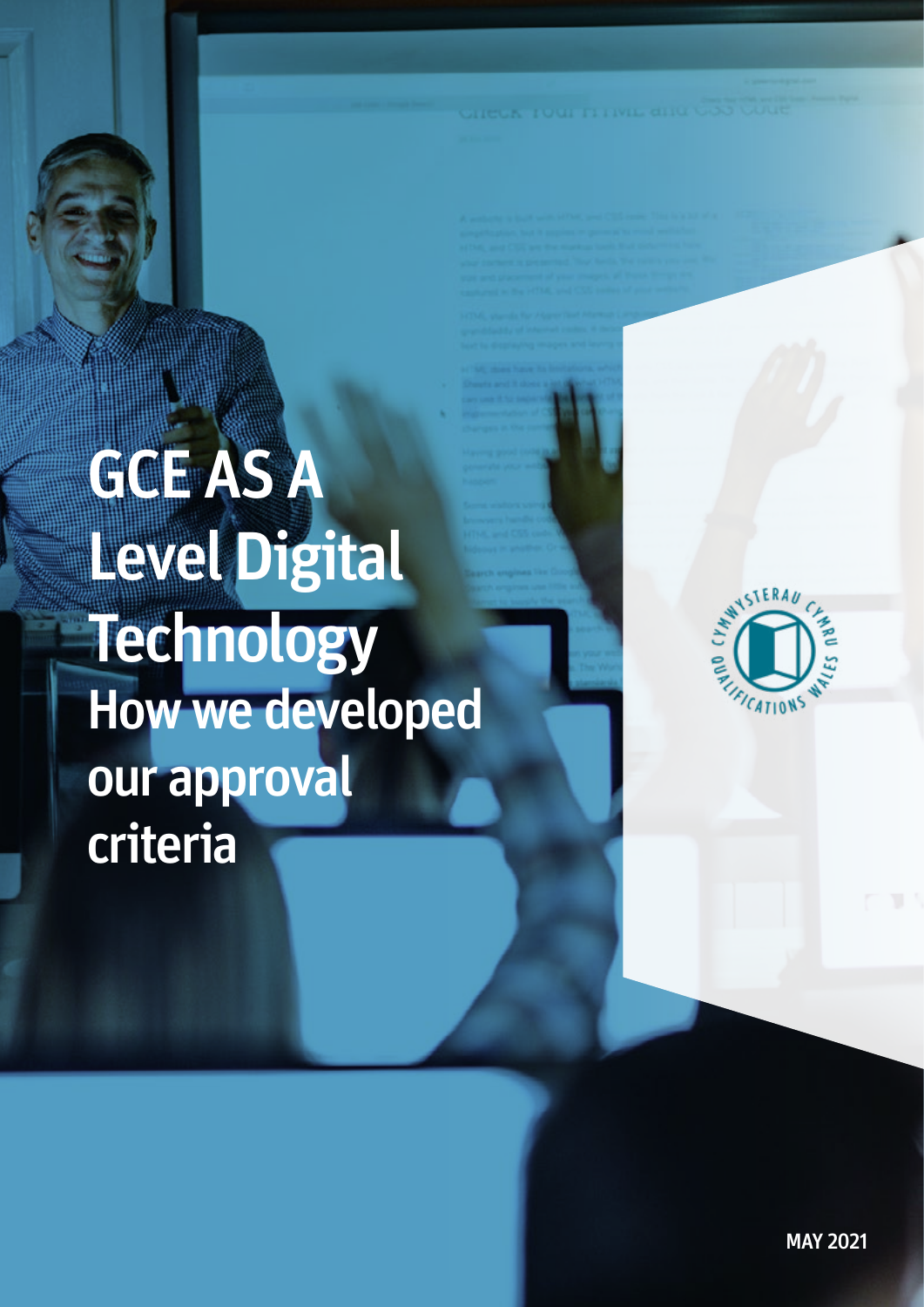# GCE AS A Level Digital Technology

## How we developed our approval criteria

MAY 2021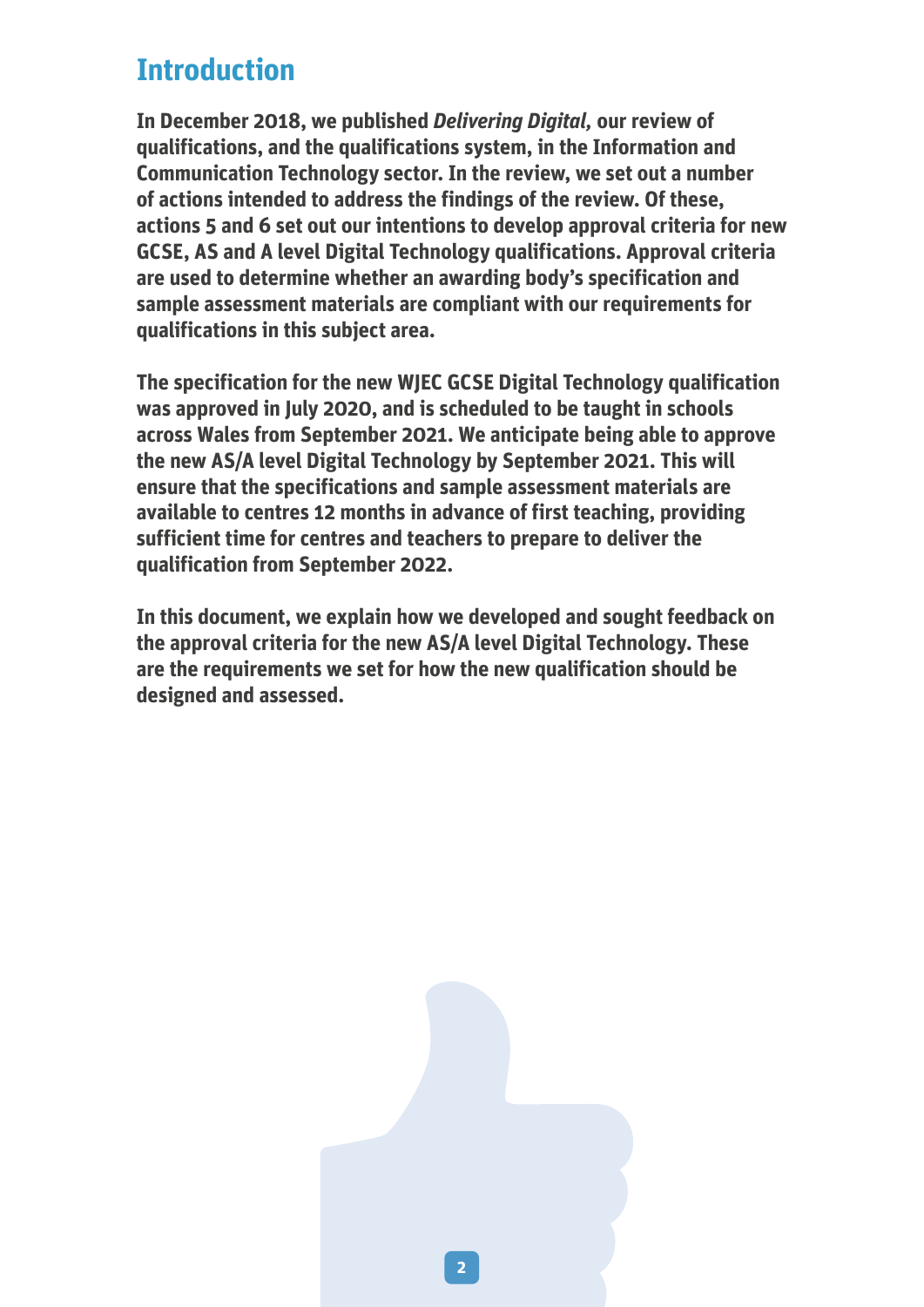# Introduction

**In December 2018, we published *Delivering Digital,* our review of qualifications, and the qualifications system, in the Information and Communication Technology sector. In the review, we set out a number of actions intended to address the findings of the review. Of these, actions 5 and 6 set out our intentions to develop approval criteria for new GCSE, AS and A level Digital Technology qualifications. Approval criteria are used to determine whether an awarding body's specification and sample assessment materials are compliant with our requirements for qualifications in this subject area.**

**The specification for the new WJEC GCSE Digital Technology qualification was approved in July 2020, and is scheduled to be taught in schools across Wales from September 2021. We anticipate being able to approve the new AS/A level Digital Technology by September 2021. This will ensure that the specifications and sample assessment materials are available to centres 12 months in advance of first teaching, providing sufficient time for centres and teachers to prepare to deliver the qualification from September 2022.**

**In this document, we explain how we developed and sought feedback on the approval criteria for the new AS/A level Digital Technology. These are the requirements we set for how the new qualification should be designed and assessed.**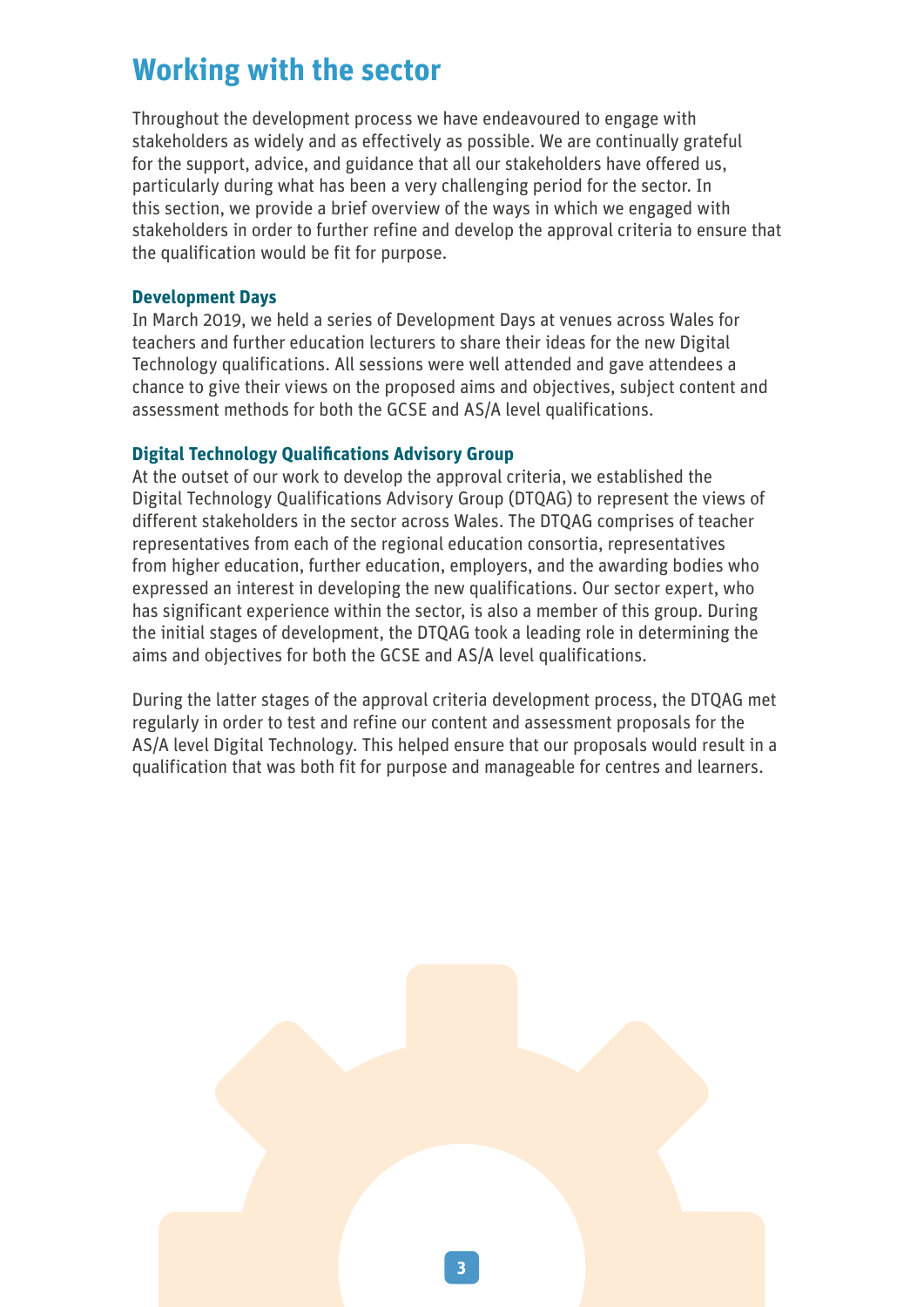# Working with the sector

Throughout the development process we have endeavoured to engage with stakeholders as widely and as effectively as possible. We are continually grateful for the support, advice, and guidance that all our stakeholders have offered us, particularly during what has been a very challenging period for the sector. In this section, we provide a brief overview of the ways in which we engaged with stakeholders in order to further refine and develop the approval criteria to ensure that the qualification would be fit for purpose.

### Development Days

In March 2019, we held a series of Development Days at venues across Wales for teachers and further education lecturers to share their ideas for the new Digital Technology qualifications. All sessions were well attended and gave attendees a chance to give their views on the proposed aims and objectives, subject content and assessment methods for both the GCSE and AS/A level qualifications.

### Digital Technology Qualifications Advisory Group

At the outset of our work to develop the approval criteria, we established the Digital Technology Qualifications Advisory Group (DTQAG) to represent the views of different stakeholders in the sector across Wales. The DTQAG comprises of teacher representatives from each of the regional education consortia, representatives from higher education, further education, employers, and the awarding bodies who expressed an interest in developing the new qualifications. Our sector expert, who has significant experience within the sector, is also a member of this group. During the initial stages of development, the DTQAG took a leading role in determining the aims and objectives for both the GCSE and AS/A level qualifications.

During the latter stages of the approval criteria development process, the DTQAG met regularly in order to test and refine our content and assessment proposals for the AS/A level Digital Technology. This helped ensure that our proposals would result in a qualification that was both fit for purpose and manageable for centres and learners.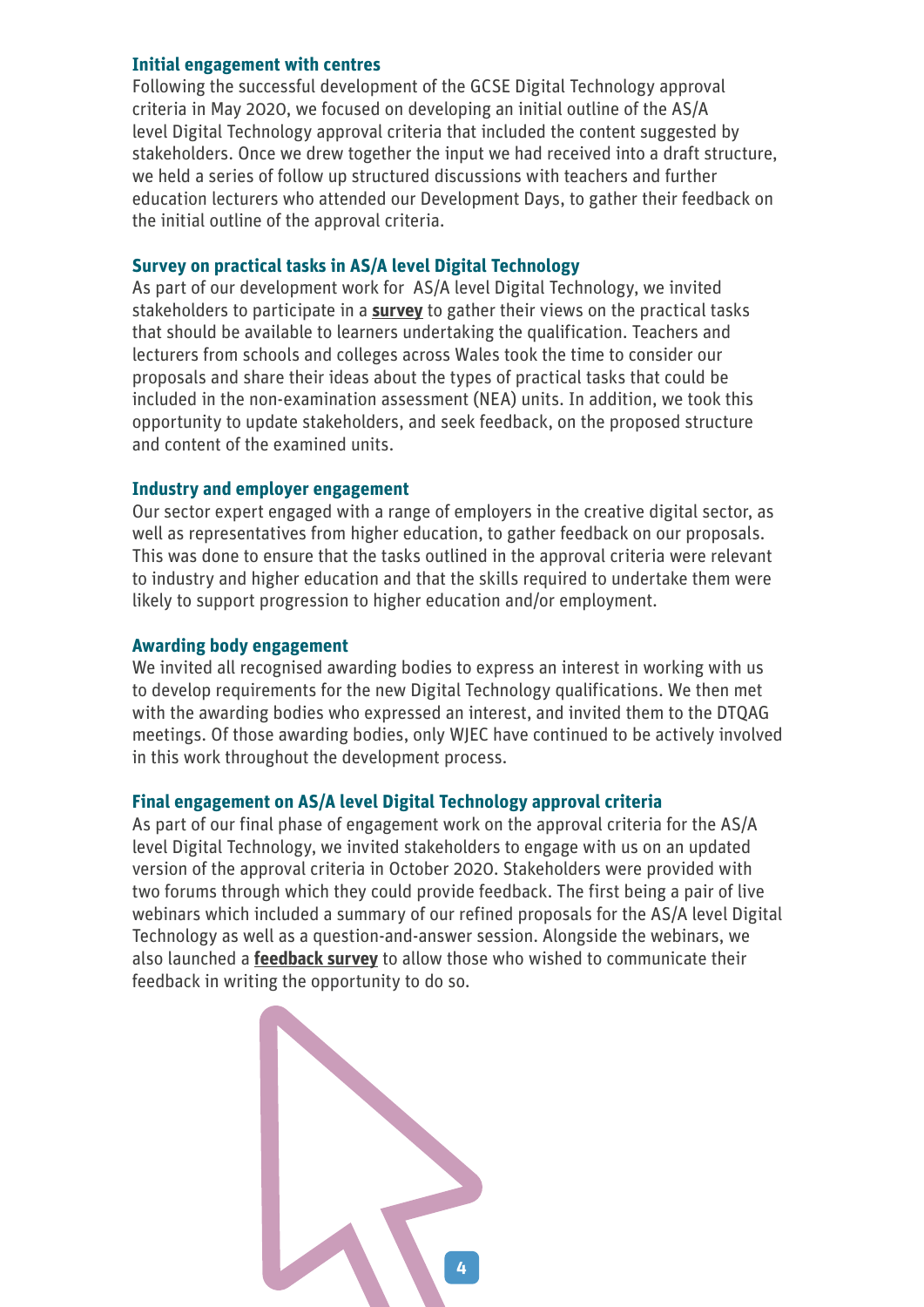### Initial engagement with centres

Following the successful development of the GCSE Digital Technology approval criteria in May 2020, we focused on developing an initial outline of the AS/A level Digital Technology approval criteria that included the content suggested by stakeholders. Once we drew together the input we had received into a draft structure, we held a series of follow up structured discussions with teachers and further education lecturers who attended our Development Days, to gather their feedback on the initial outline of the approval criteria.

### Survey on practical tasks in AS/A level Digital Technology

As part of our development work for AS/A level Digital Technology, we invited stakeholders to participate in a **survey** to gather their views on the practical tasks that should be available to learners undertaking the qualification. Teachers and lecturers from schools and colleges across Wales took the time to consider our proposals and share their ideas about the types of practical tasks that could be included in the non-examination assessment (NEA) units. In addition, we took this opportunity to update stakeholders, and seek feedback, on the proposed structure and content of the examined units.

### Industry and employer engagement

Our sector expert engaged with a range of employers in the creative digital sector, as well as representatives from higher education, to gather feedback on our proposals. This was done to ensure that the tasks outlined in the approval criteria were relevant to industry and higher education and that the skills required to undertake them were likely to support progression to higher education and/or employment.

### Awarding body engagement

We invited all recognised awarding bodies to express an interest in working with us to develop requirements for the new Digital Technology qualifications. We then met with the awarding bodies who expressed an interest, and invited them to the DTQAG meetings. Of those awarding bodies, only WJEC have continued to be actively involved in this work throughout the development process.

### Final engagement on AS/A level Digital Technology approval criteria

As part of our final phase of engagement work on the approval criteria for the AS/A level Digital Technology, we invited stakeholders to engage with us on an updated version of the approval criteria in October 2020. Stakeholders were provided with two forums through which they could provide feedback. The first being a pair of live webinars which included a summary of our refined proposals for the AS/A level Digital Technology as well as a question-and-answer session. Alongside the webinars, we also launched a **feedback survey** to allow those who wished to communicate their feedback in writing the opportunity to do so.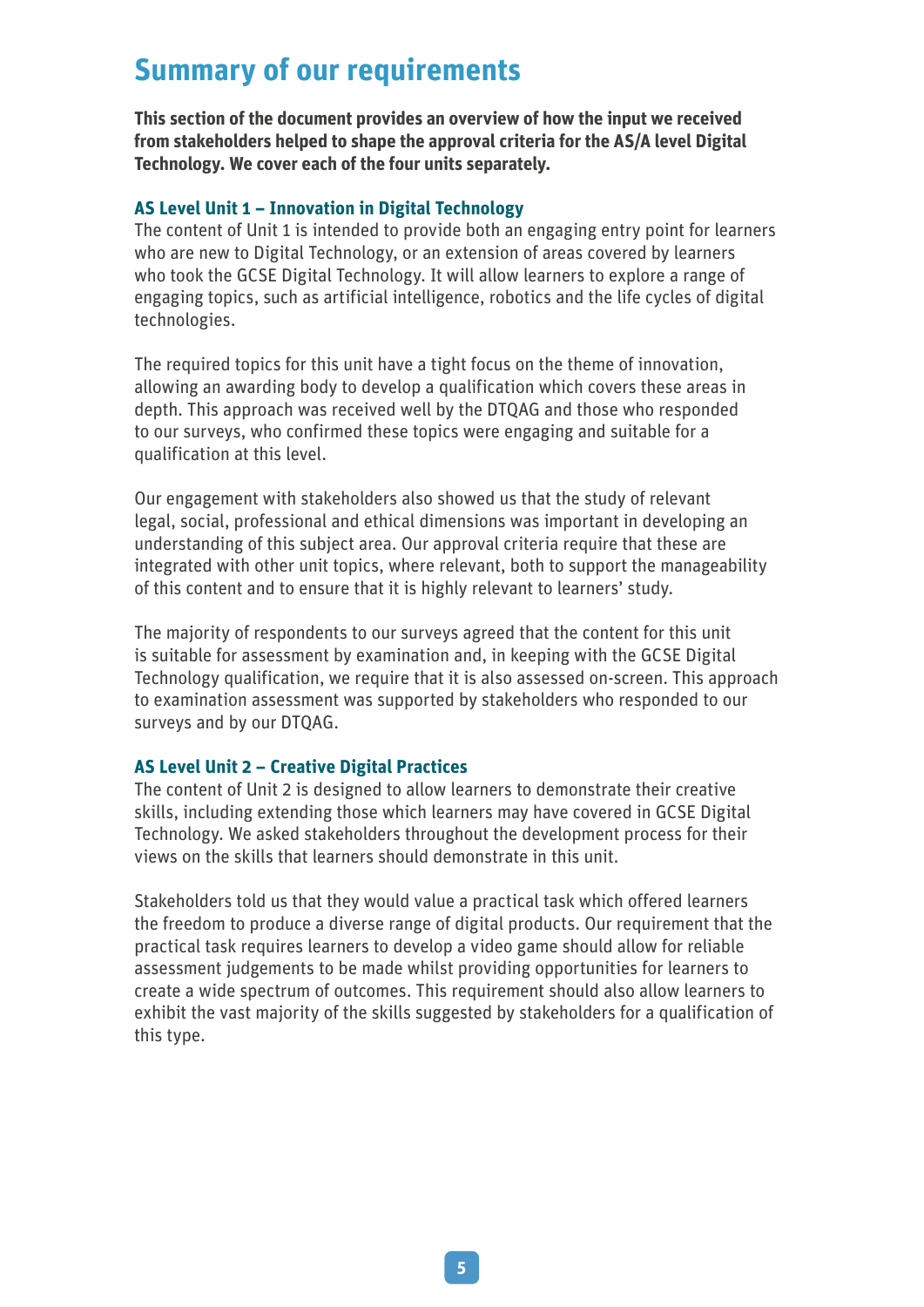# Summary of our requirements

**This section of the document provides an overview of how the input we received from stakeholders helped to shape the approval criteria for the AS/A level Digital Technology. We cover each of the four units separately.**

### AS Level Unit 1 – Innovation in Digital Technology

The content of Unit 1 is intended to provide both an engaging entry point for learners who are new to Digital Technology, or an extension of areas covered by learners who took the GCSE Digital Technology. It will allow learners to explore a range of engaging topics, such as artificial intelligence, robotics and the life cycles of digital technologies.

The required topics for this unit have a tight focus on the theme of innovation, allowing an awarding body to develop a qualification which covers these areas in depth. This approach was received well by the DTQAG and those who responded to our surveys, who confirmed these topics were engaging and suitable for a qualification at this level.

Our engagement with stakeholders also showed us that the study of relevant legal, social, professional and ethical dimensions was important in developing an understanding of this subject area. Our approval criteria require that these are integrated with other unit topics, where relevant, both to support the manageability of this content and to ensure that it is highly relevant to learners' study.

The majority of respondents to our surveys agreed that the content for this unit is suitable for assessment by examination and, in keeping with the GCSE Digital Technology qualification, we require that it is also assessed on-screen. This approach to examination assessment was supported by stakeholders who responded to our surveys and by our DTQAG.

### AS Level Unit 2 – Creative Digital Practices

The content of Unit 2 is designed to allow learners to demonstrate their creative skills, including extending those which learners may have covered in GCSE Digital Technology. We asked stakeholders throughout the development process for their views on the skills that learners should demonstrate in this unit.

Stakeholders told us that they would value a practical task which offered learners the freedom to produce a diverse range of digital products. Our requirement that the practical task requires learners to develop a video game should allow for reliable assessment judgements to be made whilst providing opportunities for learners to create a wide spectrum of outcomes. This requirement should also allow learners to exhibit the vast majority of the skills suggested by stakeholders for a qualification of this type.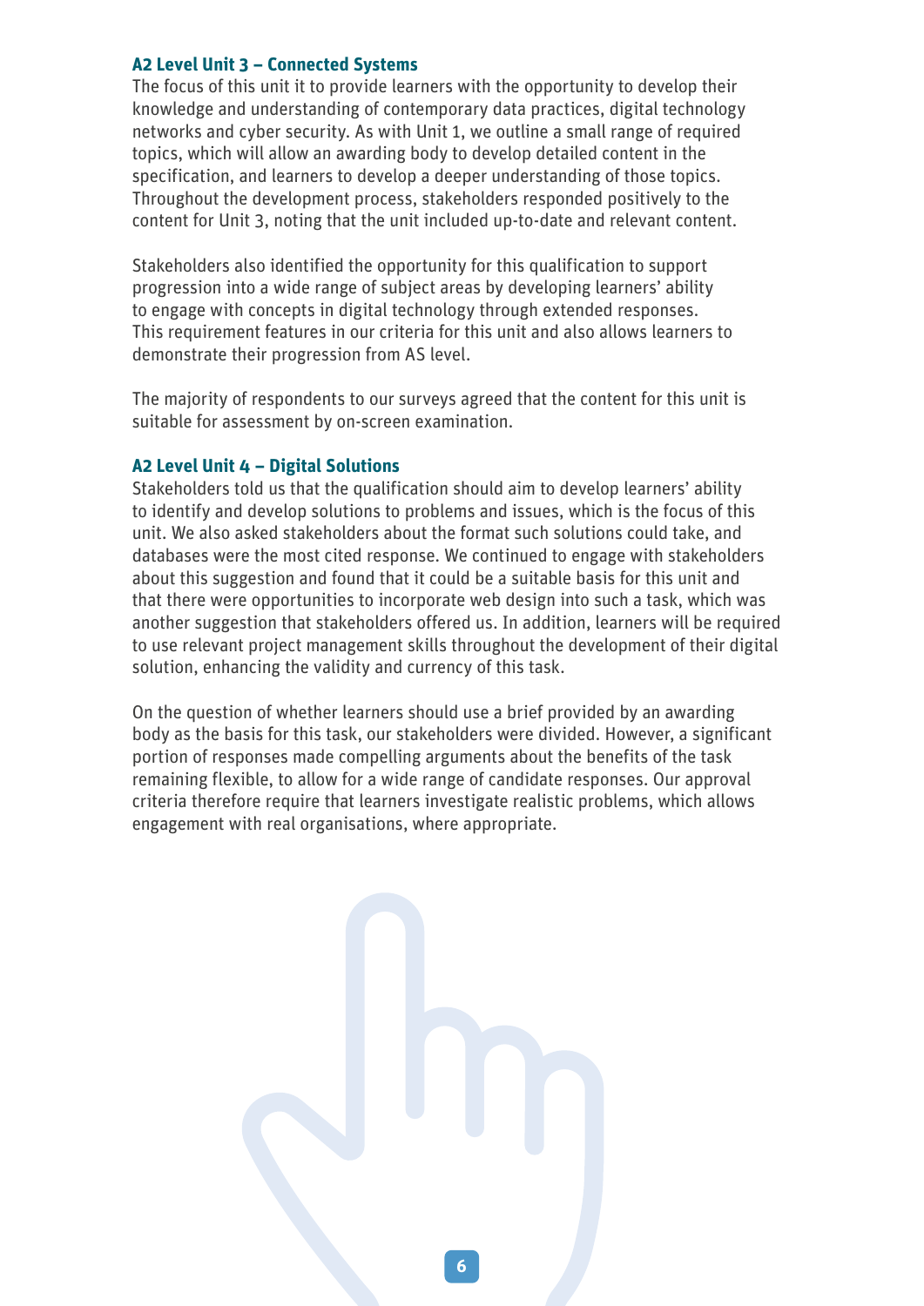### A2 Level Unit 3 – Connected Systems

The focus of this unit it to provide learners with the opportunity to develop their knowledge and understanding of contemporary data practices, digital technology networks and cyber security. As with Unit 1, we outline a small range of required topics, which will allow an awarding body to develop detailed content in the specification, and learners to develop a deeper understanding of those topics. Throughout the development process, stakeholders responded positively to the content for Unit 3, noting that the unit included up-to-date and relevant content.

Stakeholders also identified the opportunity for this qualification to support progression into a wide range of subject areas by developing learners' ability to engage with concepts in digital technology through extended responses. This requirement features in our criteria for this unit and also allows learners to demonstrate their progression from AS level.

The majority of respondents to our surveys agreed that the content for this unit is suitable for assessment by on-screen examination.

### A2 Level Unit 4 – Digital Solutions

Stakeholders told us that the qualification should aim to develop learners' ability to identify and develop solutions to problems and issues, which is the focus of this unit. We also asked stakeholders about the format such solutions could take, and databases were the most cited response. We continued to engage with stakeholders about this suggestion and found that it could be a suitable basis for this unit and that there were opportunities to incorporate web design into such a task, which was another suggestion that stakeholders offered us. In addition, learners will be required to use relevant project management skills throughout the development of their digital solution, enhancing the validity and currency of this task.

On the question of whether learners should use a brief provided by an awarding body as the basis for this task, our stakeholders were divided. However, a significant portion of responses made compelling arguments about the benefits of the task remaining flexible, to allow for a wide range of candidate responses. Our approval criteria therefore require that learners investigate realistic problems, which allows engagement with real organisations, where appropriate.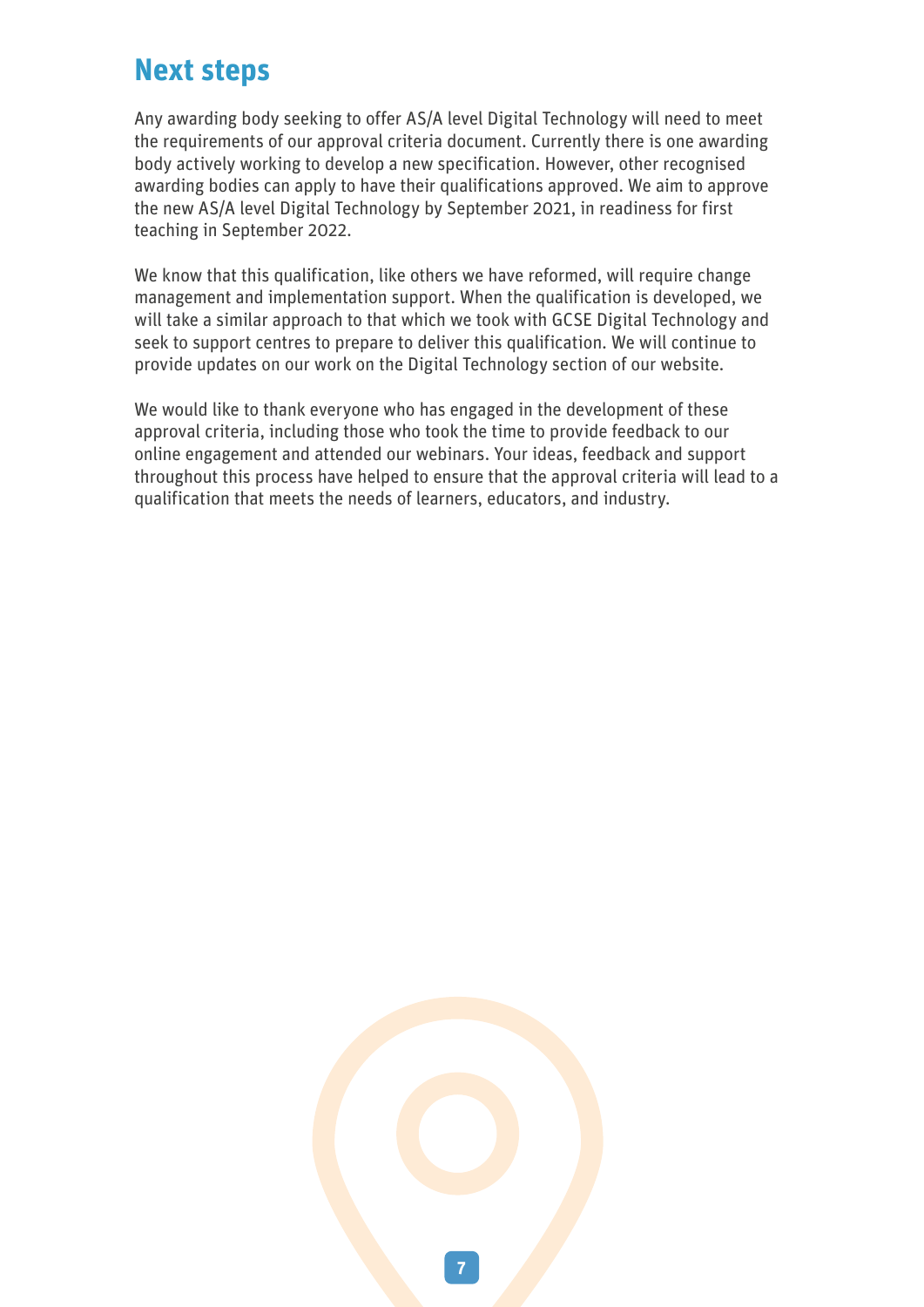## Next steps

Any awarding body seeking to offer AS/A level Digital Technology will need to meet the requirements of our approval criteria document. Currently there is one awarding body actively working to develop a new specification. However, other recognised awarding bodies can apply to have their qualifications approved. We aim to approve the new AS/A level Digital Technology by September 2021, in readiness for first teaching in September 2022.

We know that this qualification, like others we have reformed, will require change management and implementation support. When the qualification is developed, we will take a similar approach to that which we took with GCSE Digital Technology and seek to support centres to prepare to deliver this qualification. We will continue to provide updates on our work on the Digital Technology section of our website.

We would like to thank everyone who has engaged in the development of these approval criteria, including those who took the time to provide feedback to our online engagement and attended our webinars. Your ideas, feedback and support throughout this process have helped to ensure that the approval criteria will lead to a qualification that meets the needs of learners, educators, and industry.